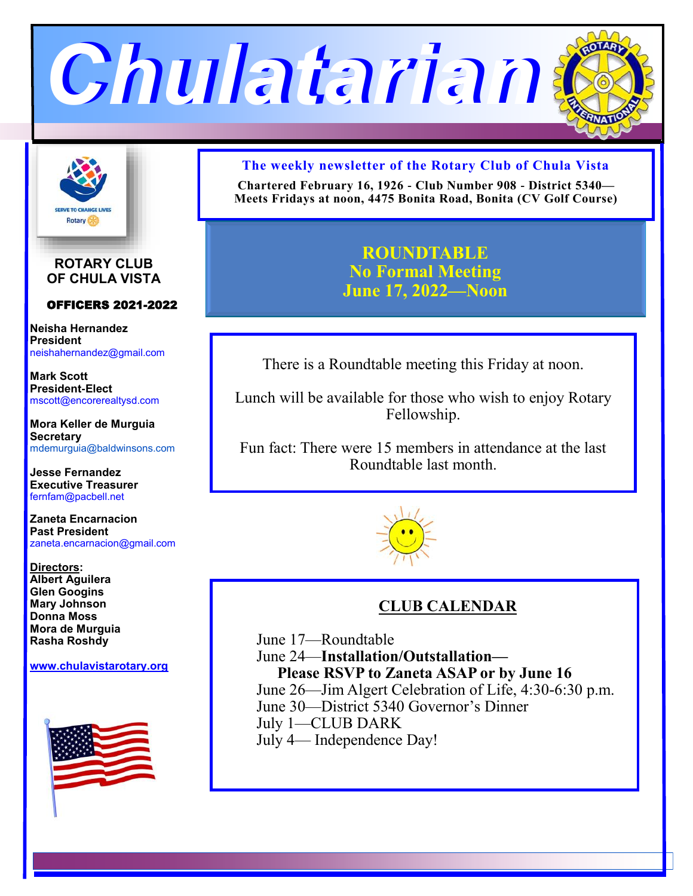# Chulatarian

**The weekly newsletter of the Rotary Club of Chula Vista**

**Chartered February 16, 1926 - Club Number 908 - District 5340—
Meets Fridays at noon, 4475 Bonita Road, Bonita (CV Golf Course)**

**ROTARY CLUB OF CHULA VISTA**

**OFFICERS 2021-2022**

**Neisha Hernandez**
**President**
neishahernandez@gmail.com

**Mark Scott**
**President-Elect**
mscott@encorerealtysd.com

**Mora Keller de Murguia**
**Secretary**
mdemurguia@baldwinsons.com

**Jesse Fernandez**
**Executive Treasurer**
fernfam@pacbell.net

**Zaneta Encarnacion**
**Past President**
zaneta.encarnacion@gmail.com

**Directors:**
**Albert Aguilera**
**Glen Googins**
**Mary Johnson**
**Donna Moss**
**Mora de Murguia**
**Rasha Roshdy**

**www.chulavistarotary.org**

## ROUNDTABLE
## No Formal Meeting
## June 17, 2022—Noon

There is a Roundtable meeting this Friday at noon.

Lunch will be available for those who wish to enjoy Rotary Fellowship.

Fun fact: There were 15 members in attendance at the last Roundtable last month.

## CLUB CALENDAR

June 17—Roundtable
June 24—**Installation/Outstallation—**
**Please RSVP to Zaneta ASAP or by June 16**
June 26—Jim Algert Celebration of Life, 4:30-6:30 p.m.
June 30—District 5340 Governor's Dinner
July 1—CLUB DARK
July 4— Independence Day!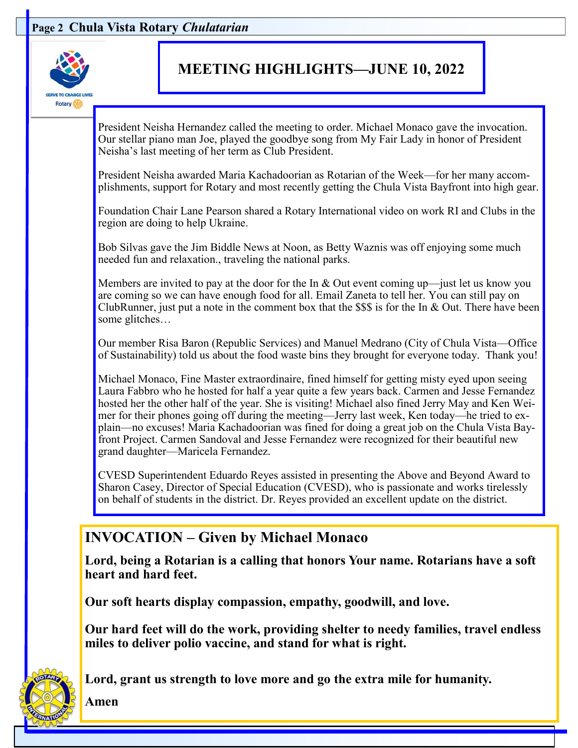# MEETING HIGHLIGHTS—JUNE 10, 2022

President Neisha Hernandez called the meeting to order. Michael Monaco gave the invocation. Our stellar piano man Joe, played the goodbye song from My Fair Lady in honor of President Neisha's last meeting of her term as Club President.

President Neisha awarded Maria Kachadoorian as Rotarian of the Week—for her many accomplishments, support for Rotary and most recently getting the Chula Vista Bayfront into high gear.

Foundation Chair Lane Pearson shared a Rotary International video on work RI and Clubs in the region are doing to help Ukraine.

Bob Silvas gave the Jim Biddle News at Noon, as Betty Waznis was off enjoying some much needed fun and relaxation., traveling the national parks.

Members are invited to pay at the door for the In & Out event coming up—just let us know you are coming so we can have enough food for all. Email Zaneta to tell her. You can still pay on ClubRunner, just put a note in the comment box that the $$$ is for the In & Out. There have been some glitches…

Our member Risa Baron (Republic Services) and Manuel Medrano (City of Chula Vista—Office of Sustainability) told us about the food waste bins they brought for everyone today. Thank you!

Michael Monaco, Fine Master extraordinaire, fined himself for getting misty eyed upon seeing Laura Fabbro who he hosted for half a year quite a few years back. Carmen and Jesse Fernandez hosted her the other half of the year. She is visiting! Michael also fined Jerry May and Ken Weimer for their phones going off during the meeting—Jerry last week, Ken today—he tried to explain—no excuses! Maria Kachadoorian was fined for doing a great job on the Chula Vista Bayfront Project. Carmen Sandoval and Jesse Fernandez were recognized for their beautiful new grand daughter—Maricela Fernandez.

CVESD Superintendent Eduardo Reyes assisted in presenting the Above and Beyond Award to Sharon Casey, Director of Special Education (CVESD), who is passionate and works tirelessly on behalf of students in the district. Dr. Reyes provided an excellent update on the district.

## INVOCATION – Given by Michael Monaco

**Lord, being a Rotarian is a calling that honors Your name. Rotarians have a soft heart and hard feet.**

**Our soft hearts display compassion, empathy, goodwill, and love.**

**Our hard feet will do the work, providing shelter to needy families, travel endless miles to deliver polio vaccine, and stand for what is right.**

**Lord, grant us strength to love more and go the extra mile for humanity.**

**Amen**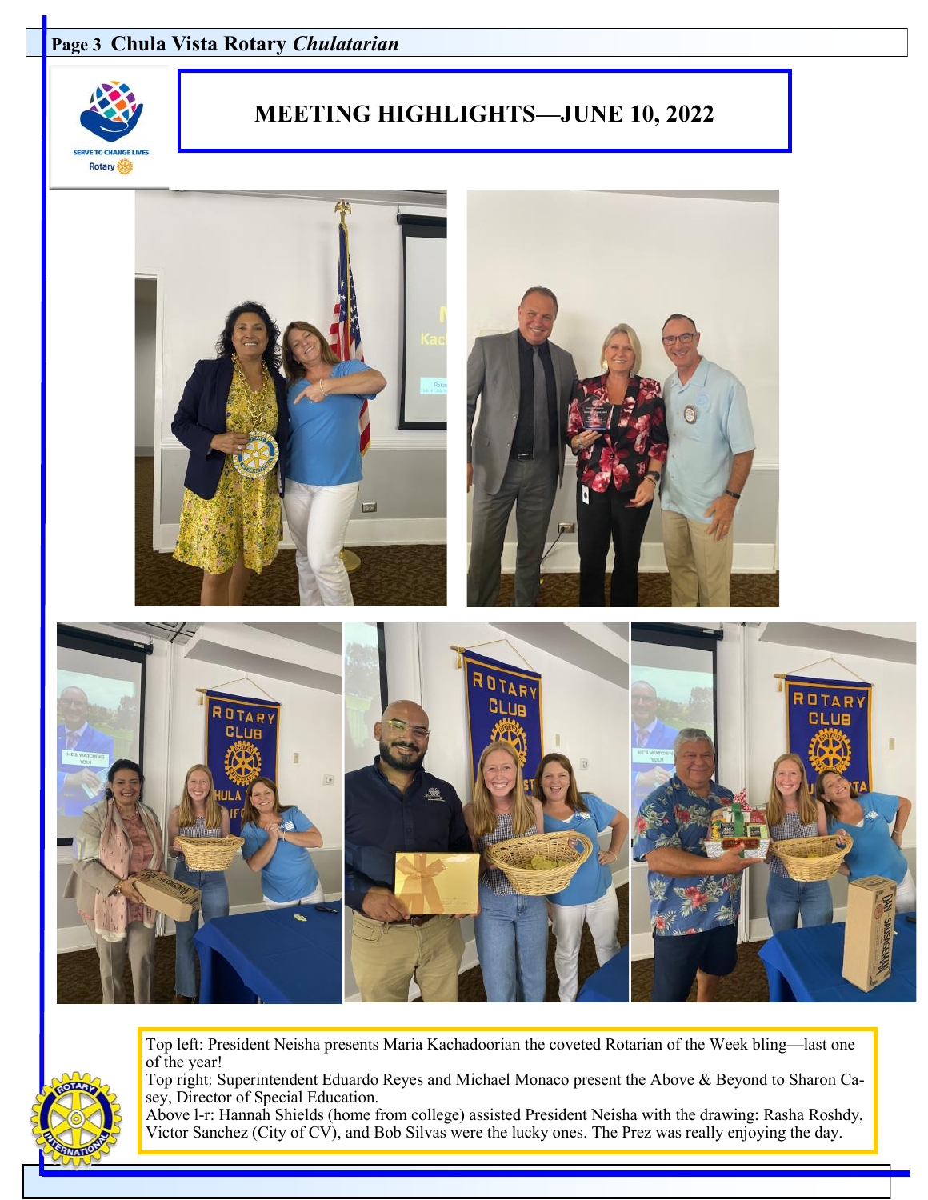# MEETING HIGHLIGHTS—JUNE 10, 2022

Top left: President Neisha presents Maria Kachadoorian the coveted Rotarian of the Week bling—last one of the year!

Top right: Superintendent Eduardo Reyes and Michael Monaco present the Above & Beyond to Sharon Casey, Director of Special Education.

Above l-r: Hannah Shields (home from college) assisted President Neisha with the drawing: Rasha Roshdy, Victor Sanchez (City of CV), and Bob Silvas were the lucky ones. The Prez was really enjoying the day.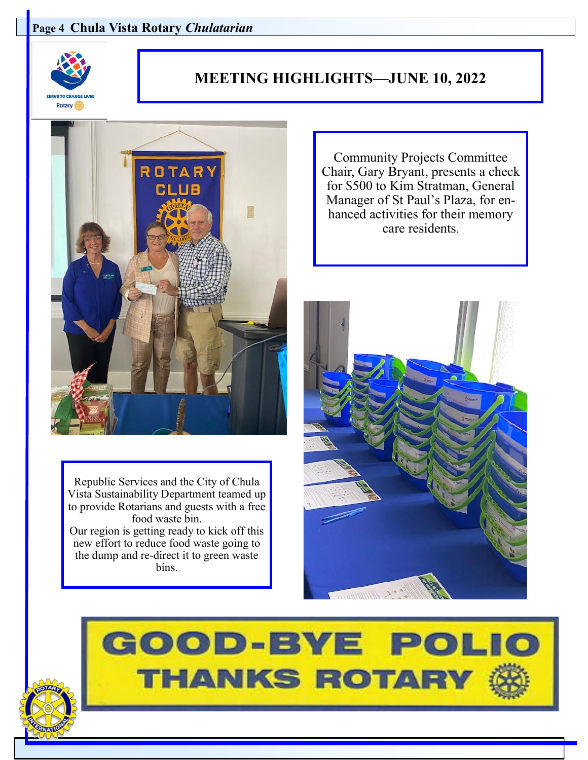# MEETING HIGHLIGHTS—JUNE 10, 2022

Community Projects Committee Chair, Gary Bryant, presents a check for $500 to Kim Stratman, General Manager of St Paul's Plaza, for enhanced activities for their memory care residents.

Republic Services and the City of Chula Vista Sustainability Department teamed up to provide Rotarians and guests with a free food waste bin.
Our region is getting ready to kick off this new effort to reduce food waste going to the dump and re-direct it to green waste bins.

**GOOD-BYE POLIO**
**THANKS ROTARY**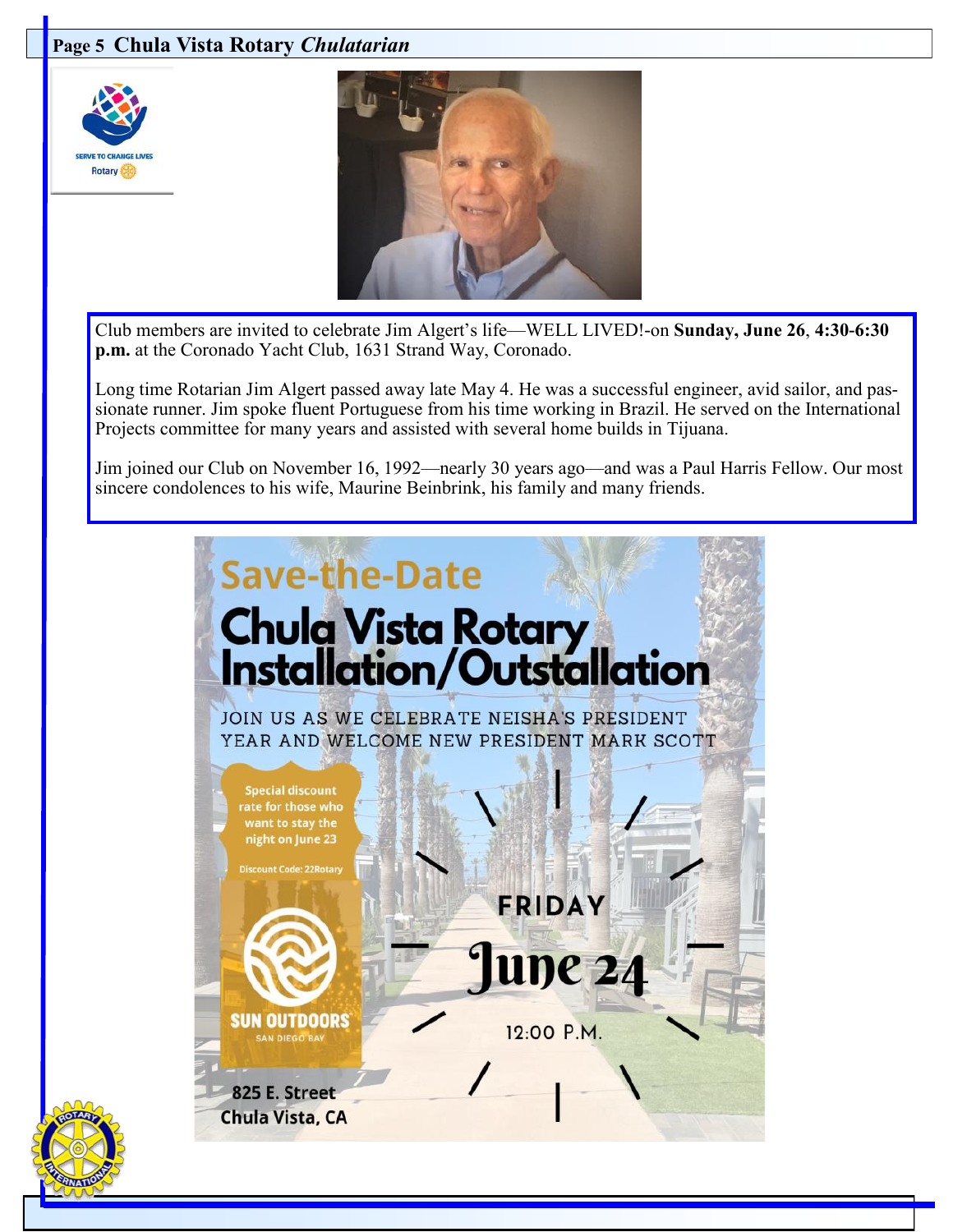Club members are invited to celebrate Jim Algert's life—WELL LIVED!-on **Sunday, June 26**, **4:30-6:30 p.m.** at the Coronado Yacht Club, 1631 Strand Way, Coronado.

Long time Rotarian Jim Algert passed away late May 4. He was a successful engineer, avid sailor, and passionate runner. Jim spoke fluent Portuguese from his time working in Brazil. He served on the International Projects committee for many years and assisted with several home builds in Tijuana.

Jim joined our Club on November 16, 1992—nearly 30 years ago—and was a Paul Harris Fellow. Our most sincere condolences to his wife, Maurine Beinbrink, his family and many friends.

## Save-the-Date

# Chula Vista Rotary Installation/Outstallation

JOIN US AS WE CELEBRATE NEISHA'S PRESIDENT YEAR AND WELCOME NEW PRESIDENT MARK SCOTT

Special discount rate for those who want to stay the night on June 23

Discount Code: 22Rotary

SUN OUTDOORS
SAN DIEGO BAY

825 E. Street
Chula Vista, CA

FRIDAY
June 24
12:00 P.M.